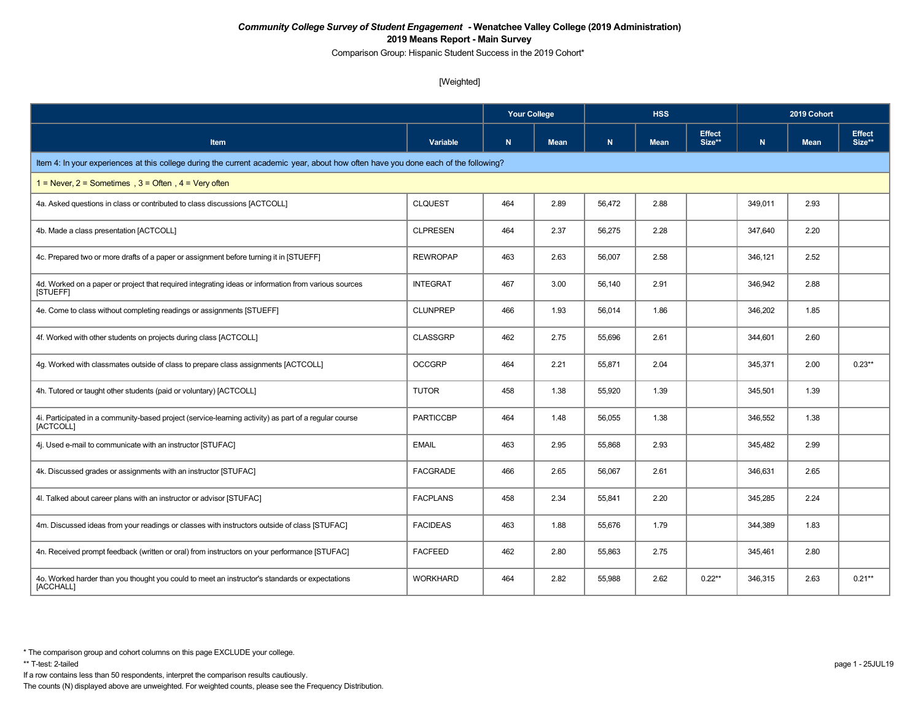***Community College Survey of Student Engagement* - Wenatchee Valley College (2019 Administration)**

**2019 Means Report - Main Survey**

Comparison Group: Hispanic Student Success in the 2019 Cohort*

[Weighted]

| Item | Variable | Your College | | HSS | | | 2019 Cohort | | |
|---|---|---|---|---|---|---|---|---|---|
| | | N | Mean | N | Mean | Effect Size** | N | Mean | Effect Size** |
| Item 4: In your experiences at this college during the current academic year, about how often have you done each of the following? | | | | | | | | | |
| 1 = Never, 2 = Sometimes , 3 = Often , 4 = Very often | | | | | | | | | |
| 4a. Asked questions in class or contributed to class discussions [ACTCOLL] | CLQUEST | 464 | 2.89 | 56,472 | 2.88 | | 349,011 | 2.93 | |
| 4b. Made a class presentation [ACTCOLL] | CLPRESEN | 464 | 2.37 | 56,275 | 2.28 | | 347,640 | 2.20 | |
| 4c. Prepared two or more drafts of a paper or assignment before turning it in [STUEFF] | REWROPAP | 463 | 2.63 | 56,007 | 2.58 | | 346,121 | 2.52 | |
| 4d. Worked on a paper or project that required integrating ideas or information from various sources [STUEFF] | INTEGRAT | 467 | 3.00 | 56,140 | 2.91 | | 346,942 | 2.88 | |
| 4e. Come to class without completing readings or assignments [STUEFF] | CLUNPREP | 466 | 1.93 | 56,014 | 1.86 | | 346,202 | 1.85 | |
| 4f. Worked with other students on projects during class [ACTCOLL] | CLASSGRP | 462 | 2.75 | 55,696 | 2.61 | | 344,601 | 2.60 | |
| 4g. Worked with classmates outside of class to prepare class assignments [ACTCOLL] | OCCGRP | 464 | 2.21 | 55,871 | 2.04 | | 345,371 | 2.00 | 0.23** |
| 4h. Tutored or taught other students (paid or voluntary) [ACTCOLL] | TUTOR | 458 | 1.38 | 55,920 | 1.39 | | 345,501 | 1.39 | |
| 4i. Participated in a community-based project (service-learning activity) as part of a regular course [ACTCOLL] | PARTICCBP | 464 | 1.48 | 56,055 | 1.38 | | 346,552 | 1.38 | |
| 4j. Used e-mail to communicate with an instructor [STUFAC] | EMAIL | 463 | 2.95 | 55,868 | 2.93 | | 345,482 | 2.99 | |
| 4k. Discussed grades or assignments with an instructor [STUFAC] | FACGRADE | 466 | 2.65 | 56,067 | 2.61 | | 346,631 | 2.65 | |
| 4l. Talked about career plans with an instructor or advisor [STUFAC] | FACPLANS | 458 | 2.34 | 55,841 | 2.20 | | 345,285 | 2.24 | |
| 4m. Discussed ideas from your readings or classes with instructors outside of class [STUFAC] | FACIDEAS | 463 | 1.88 | 55,676 | 1.79 | | 344,389 | 1.83 | |
| 4n. Received prompt feedback (written or oral) from instructors on your performance [STUFAC] | FACFEED | 462 | 2.80 | 55,863 | 2.75 | | 345,461 | 2.80 | |
| 4o. Worked harder than you thought you could to meet an instructor's standards or expectations [ACCHALL] | WORKHARD | 464 | 2.82 | 55,988 | 2.62 | 0.22** | 346,315 | 2.63 | 0.21** |

\* The comparison group and cohort columns on this page EXCLUDE your college.

** T-test: 2-tailed

If a row contains less than 50 respondents, interpret the comparison results cautiously.

The counts (N) displayed above are unweighted. For weighted counts, please see the Frequency Distribution.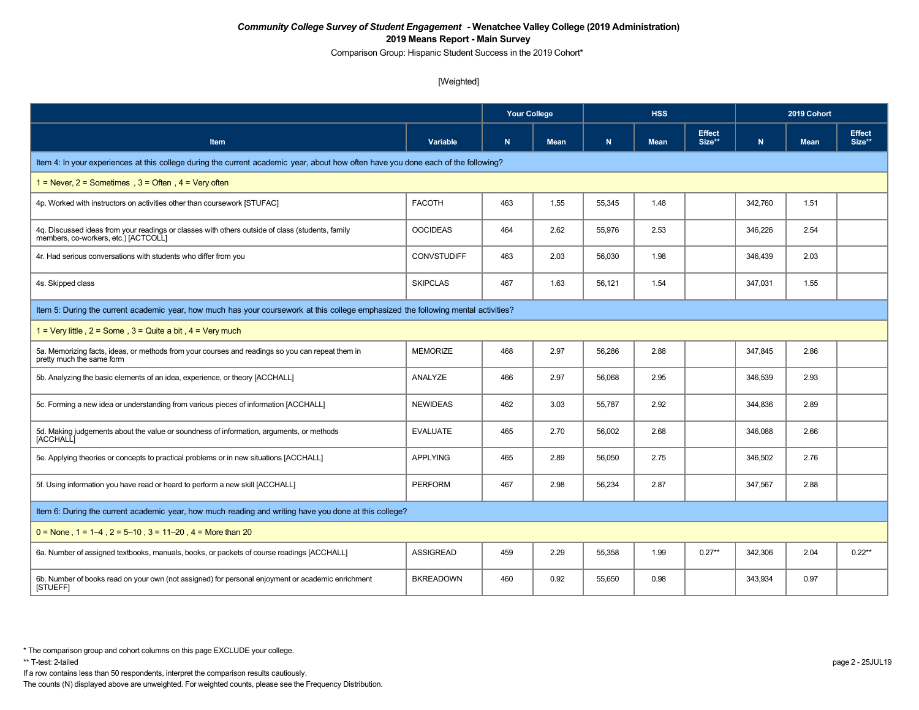*Community College Survey of Student Engagement* **- Wenatchee Valley College (2019 Administration)**
**2019 Means Report - Main Survey**
Comparison Group: Hispanic Student Success in the 2019 Cohort*

[Weighted]

| | | Your College | | HSS | | | 2019 Cohort | | |
|---|---|---|---|---|---|---|---|---|---|
| **Item** | **Variable** | **N** | **Mean** | **N** | **Mean** | **Effect Size**** | **N** | **Mean** | **Effect Size**** |
| Item 4: In your experiences at this college during the current academic year, about how often have you done each of the following? | | | | | | | | | |
| 1 = Never, 2 = Sometimes , 3 = Often , 4 = Very often | | | | | | | | | |
| 4p. Worked with instructors on activities other than coursework [STUFAC] | FACOTH | 463 | 1.55 | 55,345 | 1.48 | | 342,760 | 1.51 | |
| 4q. Discussed ideas from your readings or classes with others outside of class (students, family members, co-workers, etc.) [ACTCOLL] | OOCIDEAS | 464 | 2.62 | 55,976 | 2.53 | | 346,226 | 2.54 | |
| 4r. Had serious conversations with students who differ from you | CONVSTUDIFF | 463 | 2.03 | 56,030 | 1.98 | | 346,439 | 2.03 | |
| 4s. Skipped class | SKIPCLAS | 467 | 1.63 | 56,121 | 1.54 | | 347,031 | 1.55 | |
| Item 5: During the current academic year, how much has your coursework at this college emphasized the following mental activities? | | | | | | | | | |
| 1 = Very little , 2 = Some , 3 = Quite a bit , 4 = Very much | | | | | | | | | |
| 5a. Memorizing facts, ideas, or methods from your courses and readings so you can repeat them in pretty much the same form | MEMORIZE | 468 | 2.97 | 56,286 | 2.88 | | 347,845 | 2.86 | |
| 5b. Analyzing the basic elements of an idea, experience, or theory [ACCHALL] | ANALYZE | 466 | 2.97 | 56,068 | 2.95 | | 346,539 | 2.93 | |
| 5c. Forming a new idea or understanding from various pieces of information [ACCHALL] | NEWIDEAS | 462 | 3.03 | 55,787 | 2.92 | | 344,836 | 2.89 | |
| 5d. Making judgements about the value or soundness of information, arguments, or methods [ACCHALL] | EVALUATE | 465 | 2.70 | 56,002 | 2.68 | | 346,088 | 2.66 | |
| 5e. Applying theories or concepts to practical problems or in new situations [ACCHALL] | APPLYING | 465 | 2.89 | 56,050 | 2.75 | | 346,502 | 2.76 | |
| 5f. Using information you have read or heard to perform a new skill [ACCHALL] | PERFORM | 467 | 2.98 | 56,234 | 2.87 | | 347,567 | 2.88 | |
| Item 6: During the current academic year, how much reading and writing have you done at this college? | | | | | | | | | |
| 0 = None , 1 = 1–4 , 2 = 5–10 , 3 = 11–20 , 4 = More than 20 | | | | | | | | | |
| 6a. Number of assigned textbooks, manuals, books, or packets of course readings [ACCHALL] | ASSIGREAD | 459 | 2.29 | 55,358 | 1.99 | 0.27** | 342,306 | 2.04 | 0.22** |
| 6b. Number of books read on your own (not assigned) for personal enjoyment or academic enrichment [STUEFF] | BKREADOWN | 460 | 0.92 | 55,650 | 0.98 | | 343,934 | 0.97 | |

\* The comparison group and cohort columns on this page EXCLUDE your college.
** T-test: 2-tailed
If a row contains less than 50 respondents, interpret the comparison results cautiously.
The counts (N) displayed above are unweighted. For weighted counts, please see the Frequency Distribution.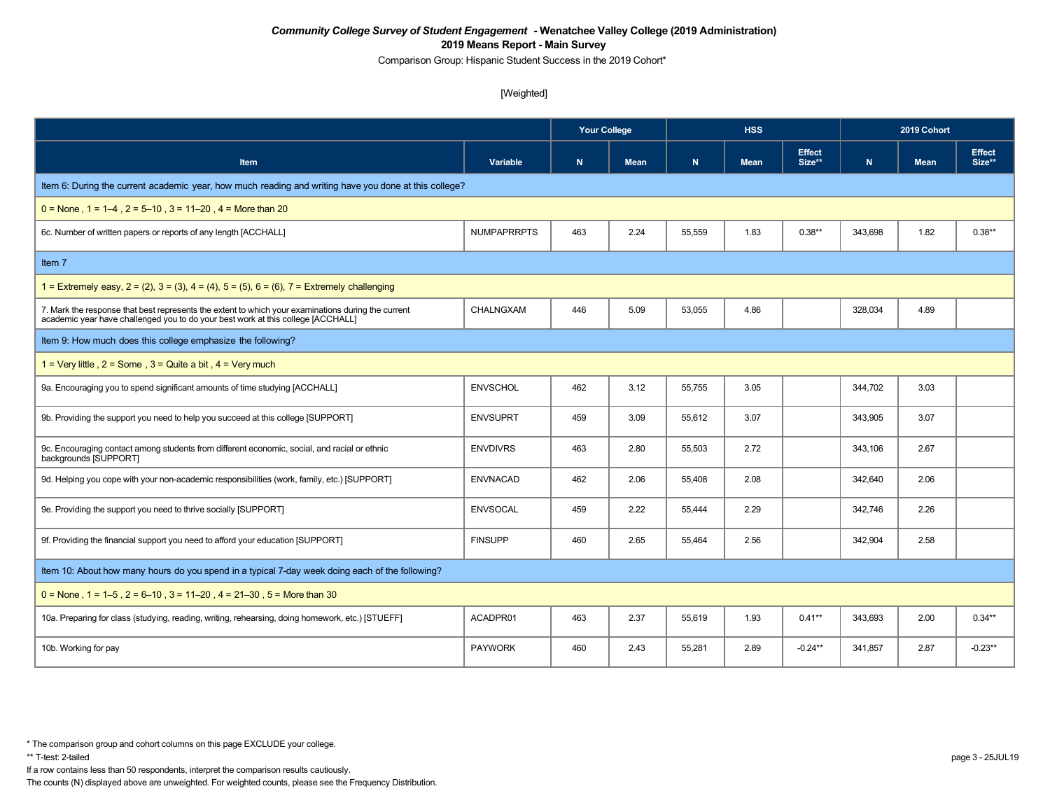***Community College Survey of Student Engagement* - Wenatchee Valley College (2019 Administration)**

**2019 Means Report - Main Survey**

Comparison Group: Hispanic Student Success in the 2019 Cohort*

[Weighted]

| | | Your College | | HSS | | | 2019 Cohort | | |
|---|---|---|---|---|---|---|---|---|---|
| **Item** | **Variable** | **N** | **Mean** | **N** | **Mean** | **Effect Size**** | **N** | **Mean** | **Effect Size**** |
| Item 6: During the current academic year, how much reading and writing have you done at this college? | | | | | | | | | |
| 0 = None , 1 = 1–4 , 2 = 5–10 , 3 = 11–20 , 4 = More than 20 | | | | | | | | | |
| 6c. Number of written papers or reports of any length [ACCHALL] | NUMPAPRRPTS | 463 | 2.24 | 55,559 | 1.83 | 0.38** | 343,698 | 1.82 | 0.38** |
| Item 7 | | | | | | | | | |
| 1 = Extremely easy, 2 = (2), 3 = (3), 4 = (4), 5 = (5), 6 = (6), 7 = Extremely challenging | | | | | | | | | |
| 7. Mark the response that best represents the extent to which your examinations during the current academic year have challenged you to do your best work at this college [ACCHALL] | CHALNGXAM | 446 | 5.09 | 53,055 | 4.86 | | 328,034 | 4.89 | |
| Item 9: How much does this college emphasize the following? | | | | | | | | | |
| 1 = Very little , 2 = Some , 3 = Quite a bit , 4 = Very much | | | | | | | | | |
| 9a. Encouraging you to spend significant amounts of time studying [ACCHALL] | ENVSCHOL | 462 | 3.12 | 55,755 | 3.05 | | 344,702 | 3.03 | |
| 9b. Providing the support you need to help you succeed at this college [SUPPORT] | ENVSUPRT | 459 | 3.09 | 55,612 | 3.07 | | 343,905 | 3.07 | |
| 9c. Encouraging contact among students from different economic, social, and racial or ethnic backgrounds [SUPPORT] | ENVDIVRS | 463 | 2.80 | 55,503 | 2.72 | | 343,106 | 2.67 | |
| 9d. Helping you cope with your non-academic responsibilities (work, family, etc.) [SUPPORT] | ENVNACAD | 462 | 2.06 | 55,408 | 2.08 | | 342,640 | 2.06 | |
| 9e. Providing the support you need to thrive socially [SUPPORT] | ENVSOCAL | 459 | 2.22 | 55,444 | 2.29 | | 342,746 | 2.26 | |
| 9f. Providing the financial support you need to afford your education [SUPPORT] | FINSUPP | 460 | 2.65 | 55,464 | 2.56 | | 342,904 | 2.58 | |
| Item 10: About how many hours do you spend in a typical 7-day week doing each of the following? | | | | | | | | | |
| 0 = None , 1 = 1–5 , 2 = 6–10 , 3 = 11–20 , 4 = 21–30 , 5 = More than 30 | | | | | | | | | |
| 10a. Preparing for class (studying, reading, writing, rehearsing, doing homework, etc.) [STUEFF] | ACADPR01 | 463 | 2.37 | 55,619 | 1.93 | 0.41** | 343,693 | 2.00 | 0.34** |
| 10b. Working for pay | PAYWORK | 460 | 2.43 | 55,281 | 2.89 | -0.24** | 341,857 | 2.87 | -0.23** |

* The comparison group and cohort columns on this page EXCLUDE your college.

** T-test: 2-tailed

If a row contains less than 50 respondents, interpret the comparison results cautiously.

The counts (N) displayed above are unweighted. For weighted counts, please see the Frequency Distribution.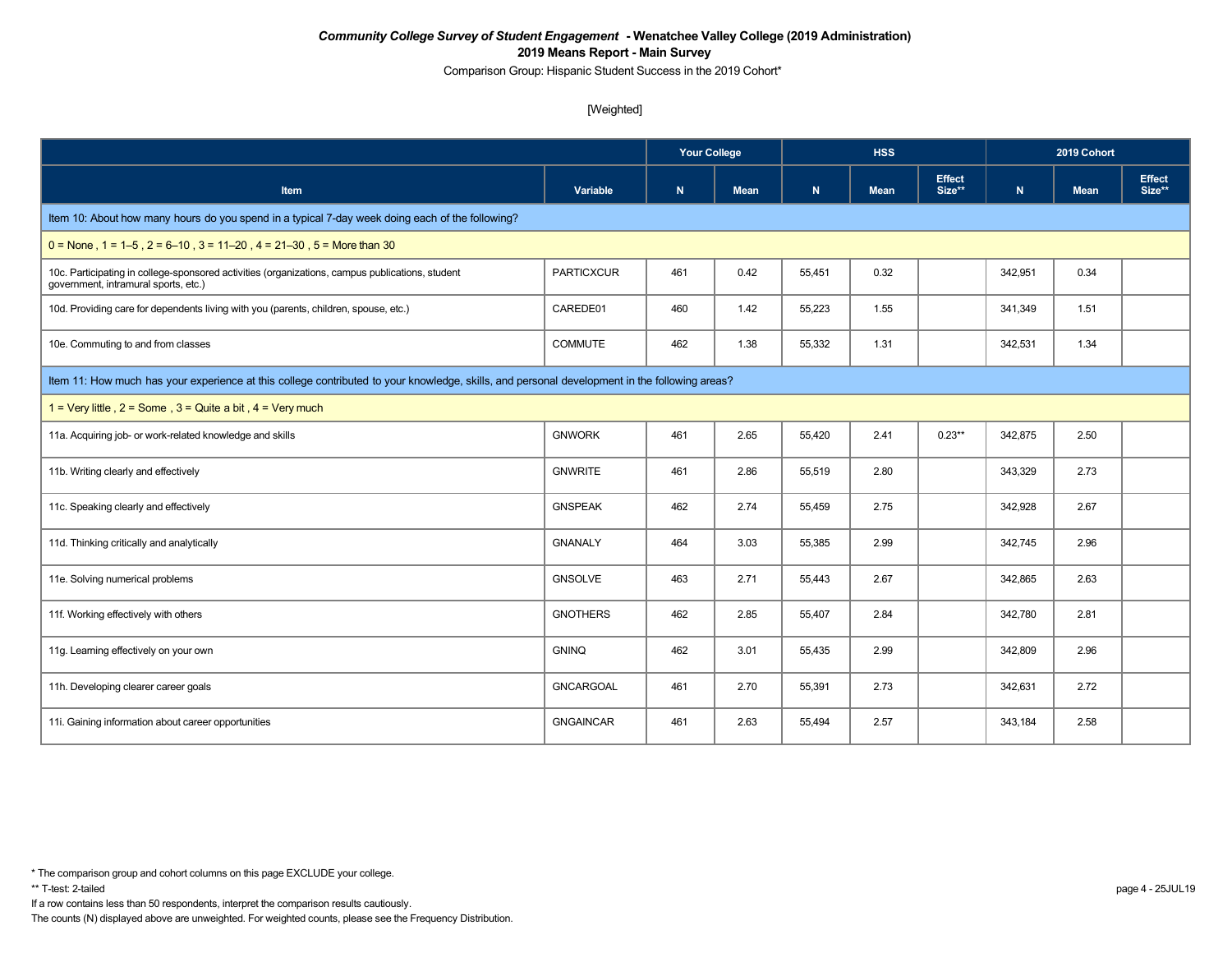***Community College Survey of Student Engagement* - Wenatchee Valley College (2019 Administration)**

**2019 Means Report - Main Survey**

Comparison Group: Hispanic Student Success in the 2019 Cohort*

[Weighted]

| | | Your College | | HSS | | | 2019 Cohort | | |
|---|---|---|---|---|---|---|---|---|---|
| **Item** | **Variable** | **N** | **Mean** | **N** | **Mean** | **Effect Size**** | **N** | **Mean** | **Effect Size**** |
| Item 10: About how many hours do you spend in a typical 7-day week doing each of the following? | | | | | | | | | |
| 0 = None , 1 = 1–5 , 2 = 6–10 , 3 = 11–20 , 4 = 21–30 , 5 = More than 30 | | | | | | | | | |
| 10c. Participating in college-sponsored activities (organizations, campus publications, student government, intramural sports, etc.) | PARTICXCUR | 461 | 0.42 | 55,451 | 0.32 | | 342,951 | 0.34 | |
| 10d. Providing care for dependents living with you (parents, children, spouse, etc.) | CAREDE01 | 460 | 1.42 | 55,223 | 1.55 | | 341,349 | 1.51 | |
| 10e. Commuting to and from classes | COMMUTE | 462 | 1.38 | 55,332 | 1.31 | | 342,531 | 1.34 | |
| Item 11: How much has your experience at this college contributed to your knowledge, skills, and personal development in the following areas? | | | | | | | | | |
| 1 = Very little , 2 = Some , 3 = Quite a bit , 4 = Very much | | | | | | | | | |
| 11a. Acquiring job- or work-related knowledge and skills | GNWORK | 461 | 2.65 | 55,420 | 2.41 | 0.23** | 342,875 | 2.50 | |
| 11b. Writing clearly and effectively | GNWRITE | 461 | 2.86 | 55,519 | 2.80 | | 343,329 | 2.73 | |
| 11c. Speaking clearly and effectively | GNSPEAK | 462 | 2.74 | 55,459 | 2.75 | | 342,928 | 2.67 | |
| 11d. Thinking critically and analytically | GNANALY | 464 | 3.03 | 55,385 | 2.99 | | 342,745 | 2.96 | |
| 11e. Solving numerical problems | GNSOLVE | 463 | 2.71 | 55,443 | 2.67 | | 342,865 | 2.63 | |
| 11f. Working effectively with others | GNOTHERS | 462 | 2.85 | 55,407 | 2.84 | | 342,780 | 2.81 | |
| 11g. Learning effectively on your own | GNINQ | 462 | 3.01 | 55,435 | 2.99 | | 342,809 | 2.96 | |
| 11h. Developing clearer career goals | GNCARGOAL | 461 | 2.70 | 55,391 | 2.73 | | 342,631 | 2.72 | |
| 11i. Gaining information about career opportunities | GNGAINCAR | 461 | 2.63 | 55,494 | 2.57 | | 343,184 | 2.58 | |

\* The comparison group and cohort columns on this page EXCLUDE your college.

** T-test: 2-tailed

If a row contains less than 50 respondents, interpret the comparison results cautiously.

The counts (N) displayed above are unweighted. For weighted counts, please see the Frequency Distribution.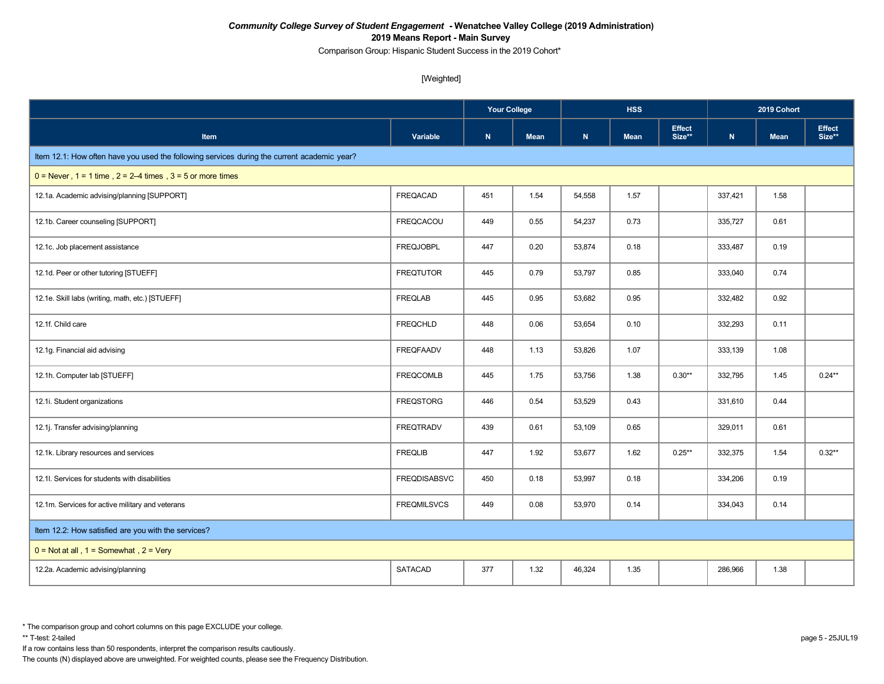***Community College Survey of Student Engagement*** **- Wenatchee Valley College (2019 Administration)**

**2019 Means Report - Main Survey**

Comparison Group: Hispanic Student Success in the 2019 Cohort*

[Weighted]

| | | Your College | | HSS | | | 2019 Cohort | | |
|---|---|---|---|---|---|---|---|---|---|
| **Item** | **Variable** | **N** | **Mean** | **N** | **Mean** | **Effect Size**** | **N** | **Mean** | **Effect Size**** |
| Item 12.1: How often have you used the following services during the current academic year? | | | | | | | | | |
| 0 = Never , 1 = 1 time , 2 = 2–4 times , 3 = 5 or more times | | | | | | | | | |
| 12.1a. Academic advising/planning [SUPPORT] | FREQACAD | 451 | 1.54 | 54,558 | 1.57 | | 337,421 | 1.58 | |
| 12.1b. Career counseling [SUPPORT] | FREQCACOU | 449 | 0.55 | 54,237 | 0.73 | | 335,727 | 0.61 | |
| 12.1c. Job placement assistance | FREQJOBPL | 447 | 0.20 | 53,874 | 0.18 | | 333,487 | 0.19 | |
| 12.1d. Peer or other tutoring [STUEFF] | FREQTUTOR | 445 | 0.79 | 53,797 | 0.85 | | 333,040 | 0.74 | |
| 12.1e. Skill labs (writing, math, etc.) [STUEFF] | FREQLAB | 445 | 0.95 | 53,682 | 0.95 | | 332,482 | 0.92 | |
| 12.1f. Child care | FREQCHLD | 448 | 0.06 | 53,654 | 0.10 | | 332,293 | 0.11 | |
| 12.1g. Financial aid advising | FREQFAADV | 448 | 1.13 | 53,826 | 1.07 | | 333,139 | 1.08 | |
| 12.1h. Computer lab [STUEFF] | FREQCOMLB | 445 | 1.75 | 53,756 | 1.38 | 0.30** | 332,795 | 1.45 | 0.24** |
| 12.1i. Student organizations | FREQSTORG | 446 | 0.54 | 53,529 | 0.43 | | 331,610 | 0.44 | |
| 12.1j. Transfer advising/planning | FREQTRADV | 439 | 0.61 | 53,109 | 0.65 | | 329,011 | 0.61 | |
| 12.1k. Library resources and services | FREQLIB | 447 | 1.92 | 53,677 | 1.62 | 0.25** | 332,375 | 1.54 | 0.32** |
| 12.1l. Services for students with disabilities | FREQDISABSVC | 450 | 0.18 | 53,997 | 0.18 | | 334,206 | 0.19 | |
| 12.1m. Services for active military and veterans | FREQMILSVCS | 449 | 0.08 | 53,970 | 0.14 | | 334,043 | 0.14 | |
| Item 12.2: How satisfied are you with the services? | | | | | | | | | |
| 0 = Not at all , 1 = Somewhat , 2 = Very | | | | | | | | | |
| 12.2a. Academic advising/planning | SATACAD | 377 | 1.32 | 46,324 | 1.35 | | 286,966 | 1.38 | |

* The comparison group and cohort columns on this page EXCLUDE your college.

** T-test: 2-tailed

If a row contains less than 50 respondents, interpret the comparison results cautiously.

The counts (N) displayed above are unweighted. For weighted counts, please see the Frequency Distribution.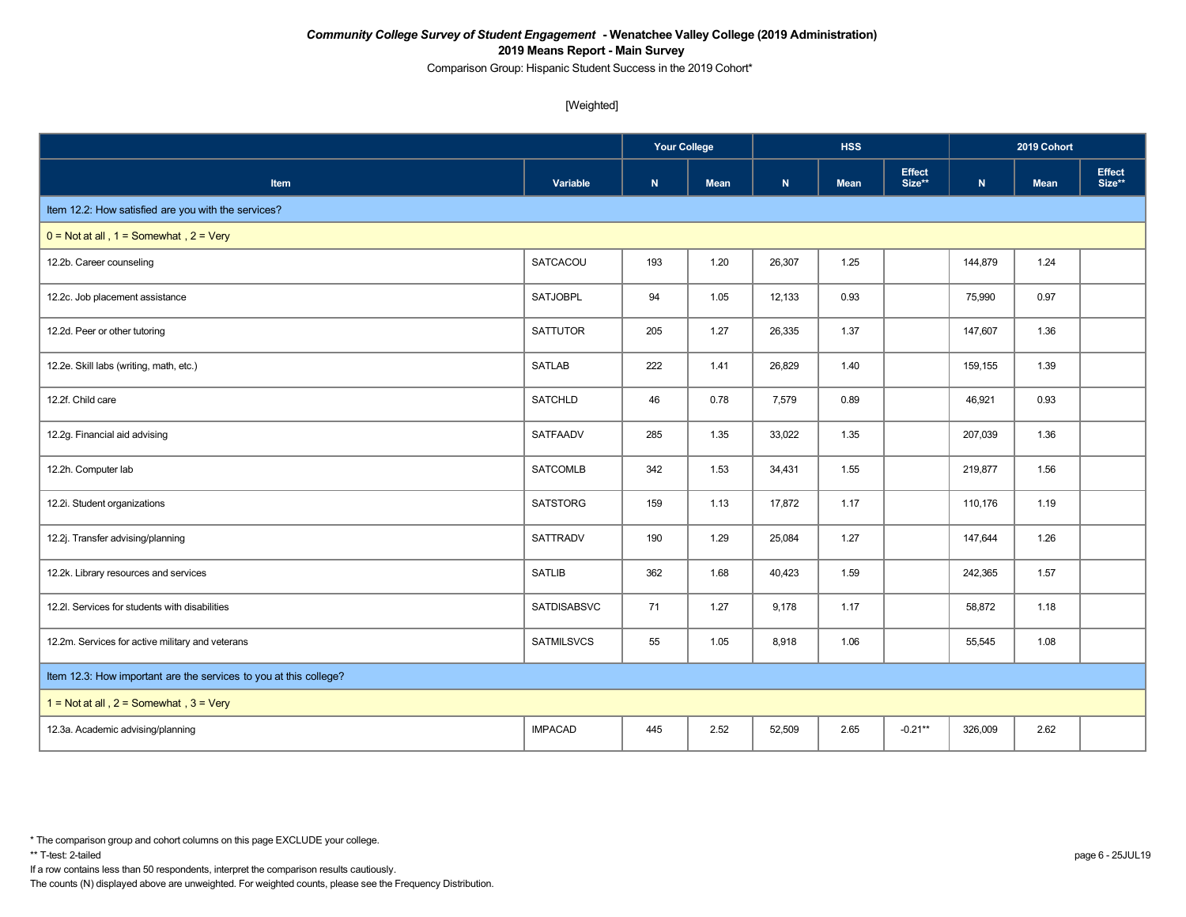***Community College Survey of Student Engagement* - Wenatchee Valley College (2019 Administration)**

**2019 Means Report - Main Survey**

Comparison Group: Hispanic Student Success in the 2019 Cohort*

[Weighted]

| | | Your College | | HSS | | | 2019 Cohort | | |
|---|---|---|---|---|---|---|---|---|---|
| **Item** | **Variable** | **N** | **Mean** | **N** | **Mean** | **Effect Size**** | **N** | **Mean** | **Effect Size**** |
| Item 12.2: How satisfied are you with the services? | | | | | | | | | |
| 0 = Not at all , 1 = Somewhat , 2 = Very | | | | | | | | | |
| 12.2b. Career counseling | SATCACOU | 193 | 1.20 | 26,307 | 1.25 | | 144,879 | 1.24 | |
| 12.2c. Job placement assistance | SATJOBPL | 94 | 1.05 | 12,133 | 0.93 | | 75,990 | 0.97 | |
| 12.2d. Peer or other tutoring | SATTUTOR | 205 | 1.27 | 26,335 | 1.37 | | 147,607 | 1.36 | |
| 12.2e. Skill labs (writing, math, etc.) | SATLAB | 222 | 1.41 | 26,829 | 1.40 | | 159,155 | 1.39 | |
| 12.2f. Child care | SATCHLD | 46 | 0.78 | 7,579 | 0.89 | | 46,921 | 0.93 | |
| 12.2g. Financial aid advising | SATFAADV | 285 | 1.35 | 33,022 | 1.35 | | 207,039 | 1.36 | |
| 12.2h. Computer lab | SATCOMLB | 342 | 1.53 | 34,431 | 1.55 | | 219,877 | 1.56 | |
| 12.2i. Student organizations | SATSTORG | 159 | 1.13 | 17,872 | 1.17 | | 110,176 | 1.19 | |
| 12.2j. Transfer advising/planning | SATTRADV | 190 | 1.29 | 25,084 | 1.27 | | 147,644 | 1.26 | |
| 12.2k. Library resources and services | SATLIB | 362 | 1.68 | 40,423 | 1.59 | | 242,365 | 1.57 | |
| 12.2l. Services for students with disabilities | SATDISABSVC | 71 | 1.27 | 9,178 | 1.17 | | 58,872 | 1.18 | |
| 12.2m. Services for active military and veterans | SATMILSVCS | 55 | 1.05 | 8,918 | 1.06 | | 55,545 | 1.08 | |
| Item 12.3: How important are the services to you at this college? | | | | | | | | | |
| 1 = Not at all , 2 = Somewhat , 3 = Very | | | | | | | | | |
| 12.3a. Academic advising/planning | IMPACAD | 445 | 2.52 | 52,509 | 2.65 | -0.21** | 326,009 | 2.62 | |

\* The comparison group and cohort columns on this page EXCLUDE your college.

** T-test: 2-tailed

If a row contains less than 50 respondents, interpret the comparison results cautiously.

The counts (N) displayed above are unweighted. For weighted counts, please see the Frequency Distribution.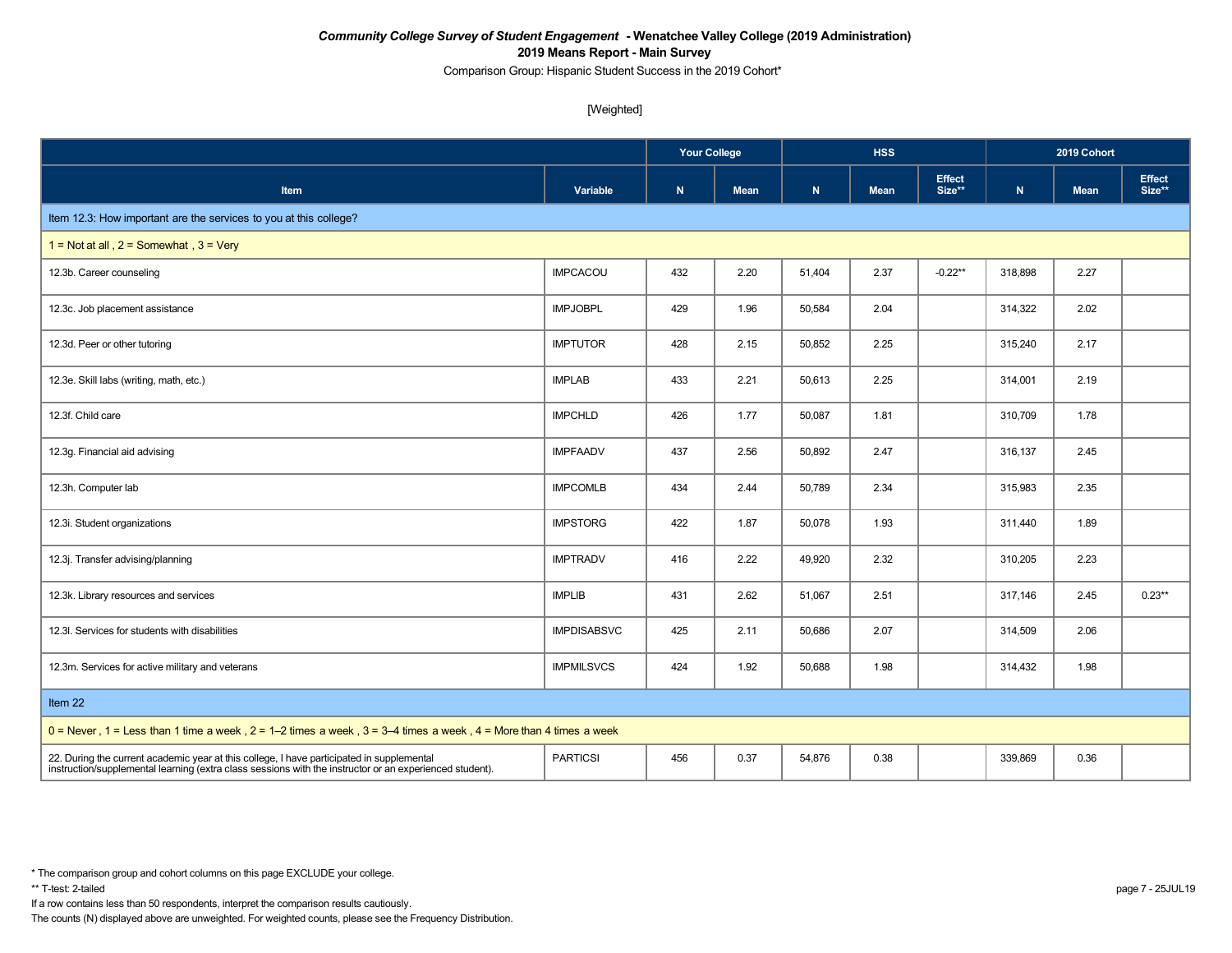***Community College Survey of Student Engagement* - Wenatchee Valley College (2019 Administration)**

**2019 Means Report - Main Survey**

Comparison Group: Hispanic Student Success in the 2019 Cohort*

[Weighted]

| | | Your College | | HSS | | | 2019 Cohort | | |
|---|---|---|---|---|---|---|---|---|---|
| **Item** | **Variable** | **N** | **Mean** | **N** | **Mean** | **Effect Size**** | **N** | **Mean** | **Effect Size**** |
| Item 12.3: How important are the services to you at this college? | | | | | | | | | |
| 1 = Not at all , 2 = Somewhat , 3 = Very | | | | | | | | | |
| 12.3b. Career counseling | IMPCACOU | 432 | 2.20 | 51,404 | 2.37 | -0.22** | 318,898 | 2.27 | |
| 12.3c. Job placement assistance | IMPJOBPL | 429 | 1.96 | 50,584 | 2.04 | | 314,322 | 2.02 | |
| 12.3d. Peer or other tutoring | IMPTUTOR | 428 | 2.15 | 50,852 | 2.25 | | 315,240 | 2.17 | |
| 12.3e. Skill labs (writing, math, etc.) | IMPLAB | 433 | 2.21 | 50,613 | 2.25 | | 314,001 | 2.19 | |
| 12.3f. Child care | IMPCHLD | 426 | 1.77 | 50,087 | 1.81 | | 310,709 | 1.78 | |
| 12.3g. Financial aid advising | IMPFAADV | 437 | 2.56 | 50,892 | 2.47 | | 316,137 | 2.45 | |
| 12.3h. Computer lab | IMPCOMLB | 434 | 2.44 | 50,789 | 2.34 | | 315,983 | 2.35 | |
| 12.3i. Student organizations | IMPSTORG | 422 | 1.87 | 50,078 | 1.93 | | 311,440 | 1.89 | |
| 12.3j. Transfer advising/planning | IMPTRADV | 416 | 2.22 | 49,920 | 2.32 | | 310,205 | 2.23 | |
| 12.3k. Library resources and services | IMPLIB | 431 | 2.62 | 51,067 | 2.51 | | 317,146 | 2.45 | 0.23** |
| 12.3l. Services for students with disabilities | IMPDISABSVC | 425 | 2.11 | 50,686 | 2.07 | | 314,509 | 2.06 | |
| 12.3m. Services for active military and veterans | IMPMILSVCS | 424 | 1.92 | 50,688 | 1.98 | | 314,432 | 1.98 | |
| Item 22 | | | | | | | | | |
| 0 = Never , 1 = Less than 1 time a week , 2 = 1–2 times a week , 3 = 3–4 times a week , 4 = More than 4 times a week | | | | | | | | | |
| 22. During the current academic year at this college, I have participated in supplemental instruction/supplemental learning (extra class sessions with the instructor or an experienced student). | PARTICSI | 456 | 0.37 | 54,876 | 0.38 | | 339,869 | 0.36 | |

\* The comparison group and cohort columns on this page EXCLUDE your college.

** T-test: 2-tailed

If a row contains less than 50 respondents, interpret the comparison results cautiously.

The counts (N) displayed above are unweighted. For weighted counts, please see the Frequency Distribution.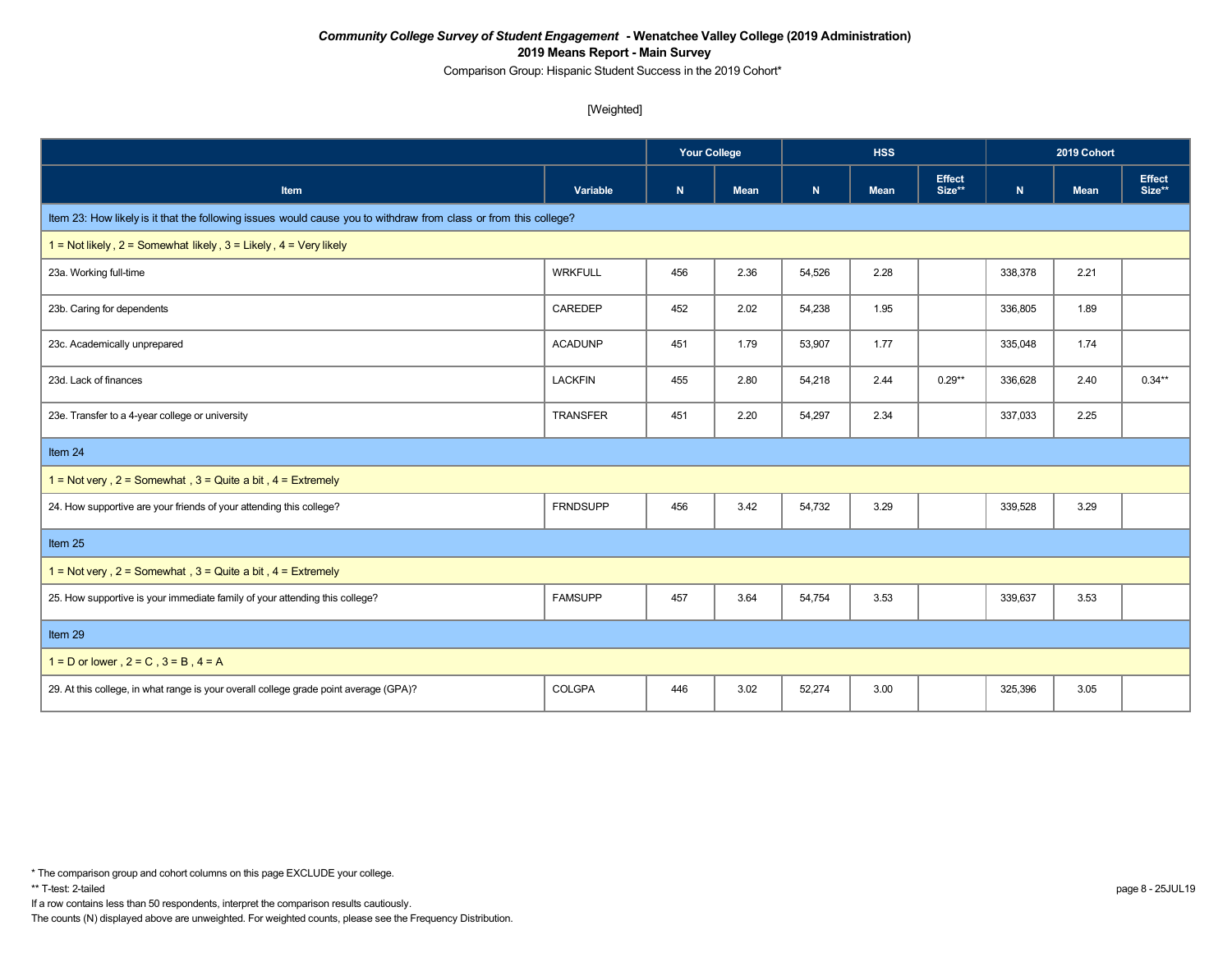***Community College Survey of Student Engagement* - Wenatchee Valley College (2019 Administration)**

**2019 Means Report - Main Survey**

Comparison Group: Hispanic Student Success in the 2019 Cohort*

[Weighted]

| | | Your College | | HSS | | | 2019 Cohort | | |
|---|---|---|---|---|---|---|---|---|---|
| **Item** | **Variable** | **N** | **Mean** | **N** | **Mean** | **Effect Size**** | **N** | **Mean** | **Effect Size**** |
| Item 23: How likely is it that the following issues would cause you to withdraw from class or from this college? | | | | | | | | | |
| 1 = Not likely , 2 = Somewhat likely , 3 = Likely , 4 = Very likely | | | | | | | | | |
| 23a. Working full-time | WRKFULL | 456 | 2.36 | 54,526 | 2.28 | | 338,378 | 2.21 | |
| 23b. Caring for dependents | CAREDEP | 452 | 2.02 | 54,238 | 1.95 | | 336,805 | 1.89 | |
| 23c. Academically unprepared | ACADUNP | 451 | 1.79 | 53,907 | 1.77 | | 335,048 | 1.74 | |
| 23d. Lack of finances | LACKFIN | 455 | 2.80 | 54,218 | 2.44 | 0.29** | 336,628 | 2.40 | 0.34** |
| 23e. Transfer to a 4-year college or university | TRANSFER | 451 | 2.20 | 54,297 | 2.34 | | 337,033 | 2.25 | |
| Item 24 | | | | | | | | | |
| 1 = Not very , 2 = Somewhat , 3 = Quite a bit , 4 = Extremely | | | | | | | | | |
| 24. How supportive are your friends of your attending this college? | FRNDSUPP | 456 | 3.42 | 54,732 | 3.29 | | 339,528 | 3.29 | |
| Item 25 | | | | | | | | | |
| 1 = Not very , 2 = Somewhat , 3 = Quite a bit , 4 = Extremely | | | | | | | | | |
| 25. How supportive is your immediate family of your attending this college? | FAMSUPP | 457 | 3.64 | 54,754 | 3.53 | | 339,637 | 3.53 | |
| Item 29 | | | | | | | | | |
| 1 = D or lower , 2 = C , 3 = B , 4 = A | | | | | | | | | |
| 29. At this college, in what range is your overall college grade point average (GPA)? | COLGPA | 446 | 3.02 | 52,274 | 3.00 | | 325,396 | 3.05 | |

* The comparison group and cohort columns on this page EXCLUDE your college.

** T-test: 2-tailed

If a row contains less than 50 respondents, interpret the comparison results cautiously.

The counts (N) displayed above are unweighted. For weighted counts, please see the Frequency Distribution.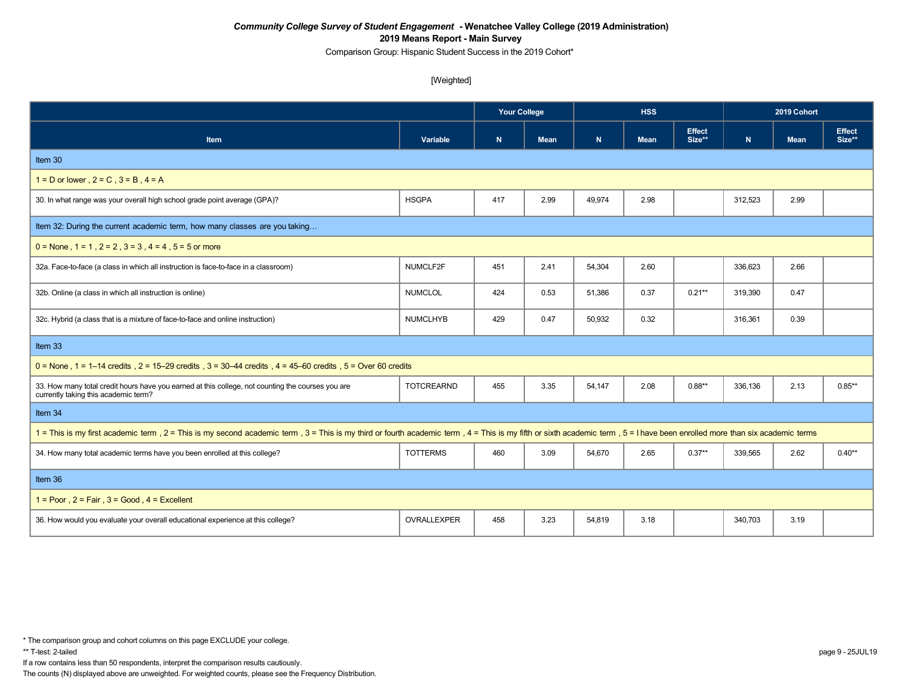***Community College Survey of Student Engagement* - Wenatchee Valley College (2019 Administration)**

**2019 Means Report - Main Survey**

Comparison Group: Hispanic Student Success in the 2019 Cohort*

[Weighted]

| | | Your College | | HSS | | | 2019 Cohort | | |
|---|---|---|---|---|---|---|---|---|---|
| **Item** | **Variable** | **N** | **Mean** | **N** | **Mean** | **Effect Size\*\*** | **N** | **Mean** | **Effect Size\*\*** |
| **Item 30** | | | | | | | | | |
| 1 = D or lower , 2 = C , 3 = B , 4 = A | | | | | | | | | |
| 30. In what range was your overall high school grade point average (GPA)? | HSGPA | 417 | 2.99 | 49,974 | 2.98 | | 312,523 | 2.99 | |
| **Item 32: During the current academic term, how many classes are you taking…** | | | | | | | | | |
| 0 = None , 1 = 1 , 2 = 2 , 3 = 3 , 4 = 4 , 5 = 5 or more | | | | | | | | | |
| 32a. Face-to-face (a class in which all instruction is face-to-face in a classroom) | NUMCLF2F | 451 | 2.41 | 54,304 | 2.60 | | 336,623 | 2.66 | |
| 32b. Online (a class in which all instruction is online) | NUMCLOL | 424 | 0.53 | 51,386 | 0.37 | 0.21** | 319,390 | 0.47 | |
| 32c. Hybrid (a class that is a mixture of face-to-face and online instruction) | NUMCLHYB | 429 | 0.47 | 50,932 | 0.32 | | 316,361 | 0.39 | |
| **Item 33** | | | | | | | | | |
| 0 = None , 1 = 1–14 credits , 2 = 15–29 credits , 3 = 30–44 credits , 4 = 45–60 credits , 5 = Over 60 credits | | | | | | | | | |
| 33. How many total credit hours have you earned at this college, not counting the courses you are currently taking this academic term? | TOTCREARND | 455 | 3.35 | 54,147 | 2.08 | 0.88** | 336,136 | 2.13 | 0.85** |
| **Item 34** | | | | | | | | | |
| 1 = This is my first academic term , 2 = This is my second academic term , 3 = This is my third or fourth academic term , 4 = This is my fifth or sixth academic term , 5 = I have been enrolled more than six academic terms | | | | | | | | | |
| 34. How many total academic terms have you been enrolled at this college? | TOTTERMS | 460 | 3.09 | 54,670 | 2.65 | 0.37** | 339,565 | 2.62 | 0.40** |
| **Item 36** | | | | | | | | | |
| 1 = Poor , 2 = Fair , 3 = Good , 4 = Excellent | | | | | | | | | |
| 36. How would you evaluate your overall educational experience at this college? | OVRALLEXPER | 458 | 3.23 | 54,819 | 3.18 | | 340,703 | 3.19 | |

\* The comparison group and cohort columns on this page EXCLUDE your college.

\*\* T-test: 2-tailed

If a row contains less than 50 respondents, interpret the comparison results cautiously.

The counts (N) displayed above are unweighted. For weighted counts, please see the Frequency Distribution.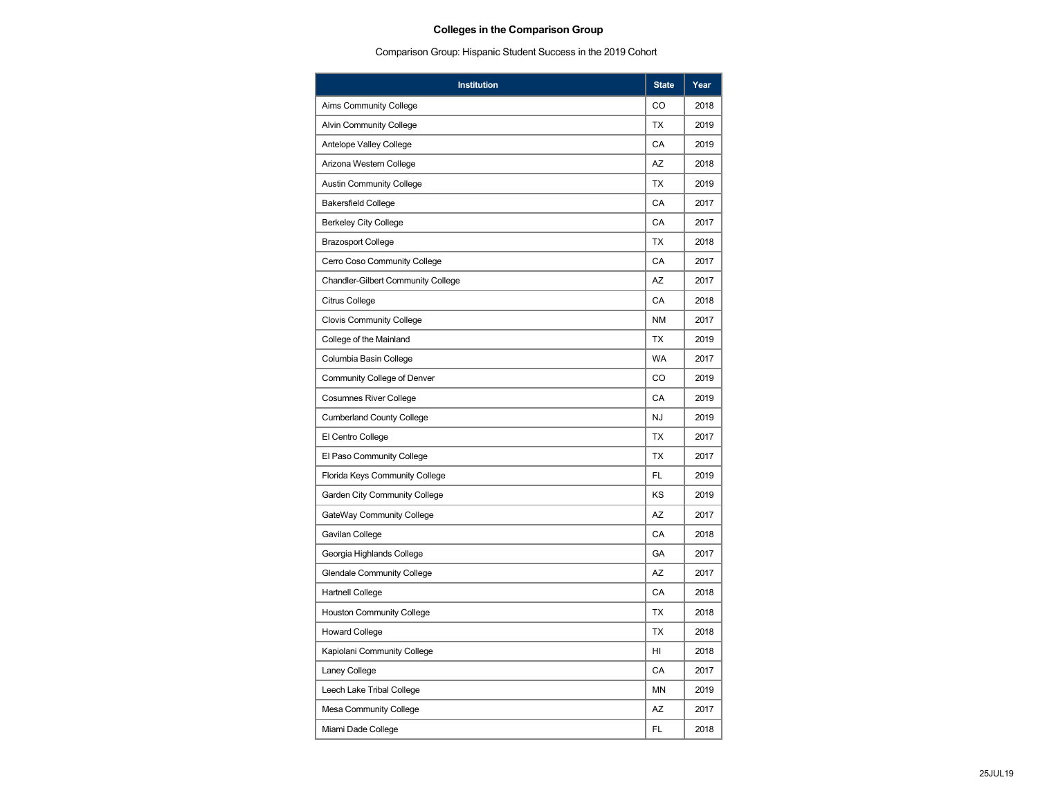# Colleges in the Comparison Group

Comparison Group: Hispanic Student Success in the 2019 Cohort

| Institution | State | Year |
|---|---|---|
| Aims Community College | CO | 2018 |
| Alvin Community College | TX | 2019 |
| Antelope Valley College | CA | 2019 |
| Arizona Western College | AZ | 2018 |
| Austin Community College | TX | 2019 |
| Bakersfield College | CA | 2017 |
| Berkeley City College | CA | 2017 |
| Brazosport College | TX | 2018 |
| Cerro Coso Community College | CA | 2017 |
| Chandler-Gilbert Community College | AZ | 2017 |
| Citrus College | CA | 2018 |
| Clovis Community College | NM | 2017 |
| College of the Mainland | TX | 2019 |
| Columbia Basin College | WA | 2017 |
| Community College of Denver | CO | 2019 |
| Cosumnes River College | CA | 2019 |
| Cumberland County College | NJ | 2019 |
| El Centro College | TX | 2017 |
| El Paso Community College | TX | 2017 |
| Florida Keys Community College | FL | 2019 |
| Garden City Community College | KS | 2019 |
| GateWay Community College | AZ | 2017 |
| Gavilan College | CA | 2018 |
| Georgia Highlands College | GA | 2017 |
| Glendale Community College | AZ | 2017 |
| Hartnell College | CA | 2018 |
| Houston Community College | TX | 2018 |
| Howard College | TX | 2018 |
| Kapiolani Community College | HI | 2018 |
| Laney College | CA | 2017 |
| Leech Lake Tribal College | MN | 2019 |
| Mesa Community College | AZ | 2017 |
| Miami Dade College | FL | 2018 |

25JUL19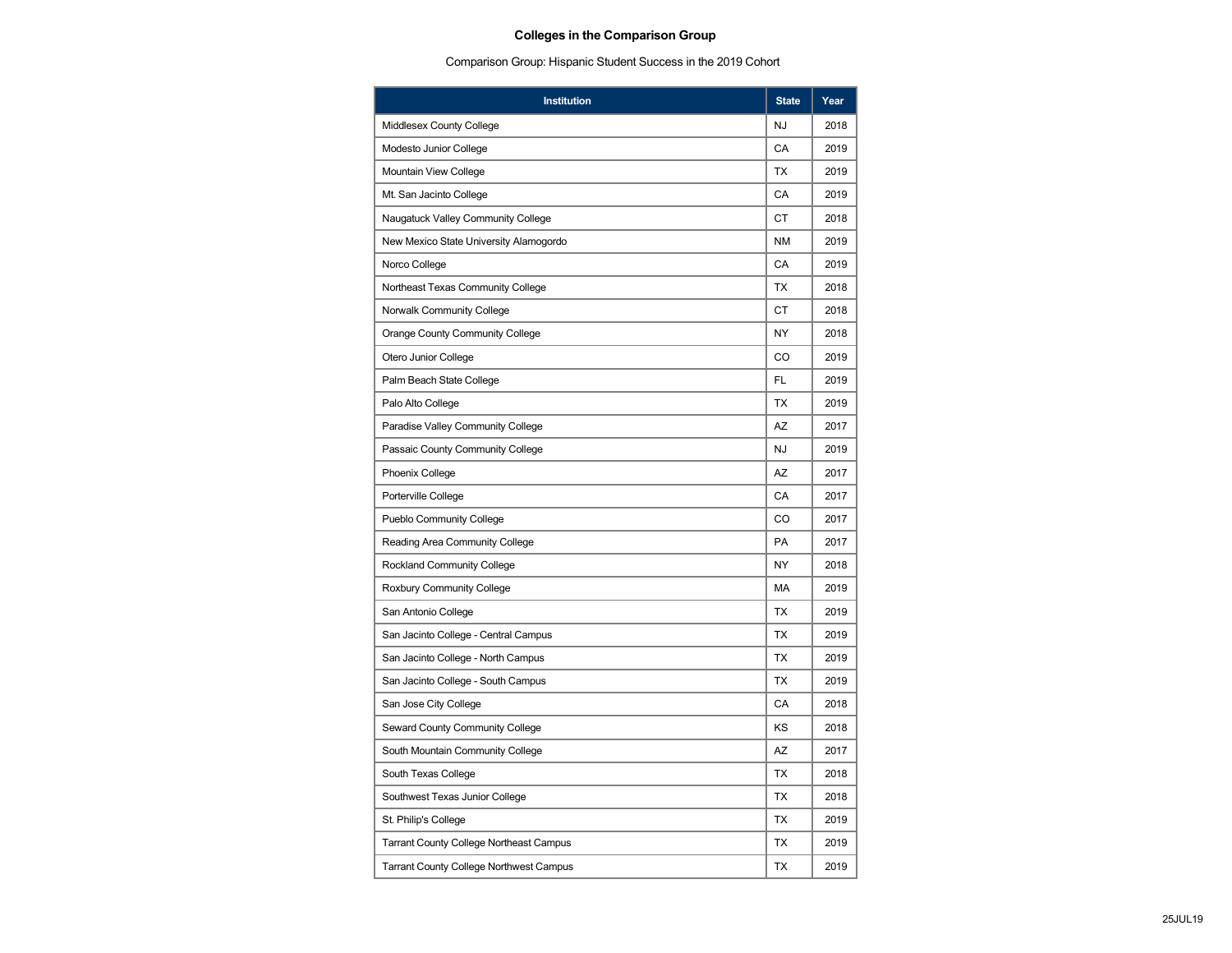## Colleges in the Comparison Group

Comparison Group: Hispanic Student Success in the 2019 Cohort

| Institution | State | Year |
|---|---|---|
| Middlesex County College | NJ | 2018 |
| Modesto Junior College | CA | 2019 |
| Mountain View College | TX | 2019 |
| Mt. San Jacinto College | CA | 2019 |
| Naugatuck Valley Community College | CT | 2018 |
| New Mexico State University Alamogordo | NM | 2019 |
| Norco College | CA | 2019 |
| Northeast Texas Community College | TX | 2018 |
| Norwalk Community College | CT | 2018 |
| Orange County Community College | NY | 2018 |
| Otero Junior College | CO | 2019 |
| Palm Beach State College | FL | 2019 |
| Palo Alto College | TX | 2019 |
| Paradise Valley Community College | AZ | 2017 |
| Passaic County Community College | NJ | 2019 |
| Phoenix College | AZ | 2017 |
| Porterville College | CA | 2017 |
| Pueblo Community College | CO | 2017 |
| Reading Area Community College | PA | 2017 |
| Rockland Community College | NY | 2018 |
| Roxbury Community College | MA | 2019 |
| San Antonio College | TX | 2019 |
| San Jacinto College - Central Campus | TX | 2019 |
| San Jacinto College - North Campus | TX | 2019 |
| San Jacinto College - South Campus | TX | 2019 |
| San Jose City College | CA | 2018 |
| Seward County Community College | KS | 2018 |
| South Mountain Community College | AZ | 2017 |
| South Texas College | TX | 2018 |
| Southwest Texas Junior College | TX | 2018 |
| St. Philip's College | TX | 2019 |
| Tarrant County College Northeast Campus | TX | 2019 |
| Tarrant County College Northwest Campus | TX | 2019 |

25JUL19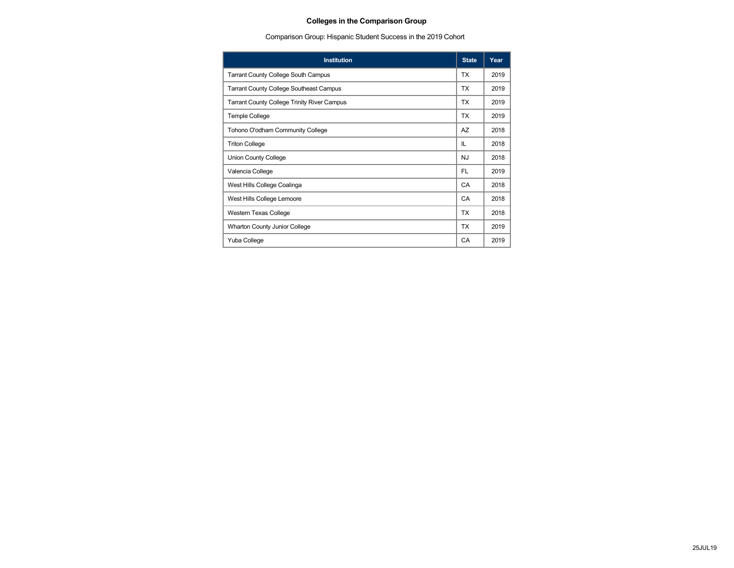# Colleges in the Comparison Group

Comparison Group: Hispanic Student Success in the 2019 Cohort

| Institution | State | Year |
|---|---|---|
| Tarrant County College South Campus | TX | 2019 |
| Tarrant County College Southeast Campus | TX | 2019 |
| Tarrant County College Trinity River Campus | TX | 2019 |
| Temple College | TX | 2019 |
| Tohono O'odham Community College | AZ | 2018 |
| Triton College | IL | 2018 |
| Union County College | NJ | 2018 |
| Valencia College | FL | 2019 |
| West Hills College Coalinga | CA | 2018 |
| West Hills College Lemoore | CA | 2018 |
| Western Texas College | TX | 2018 |
| Wharton County Junior College | TX | 2019 |
| Yuba College | CA | 2019 |

25JUL19